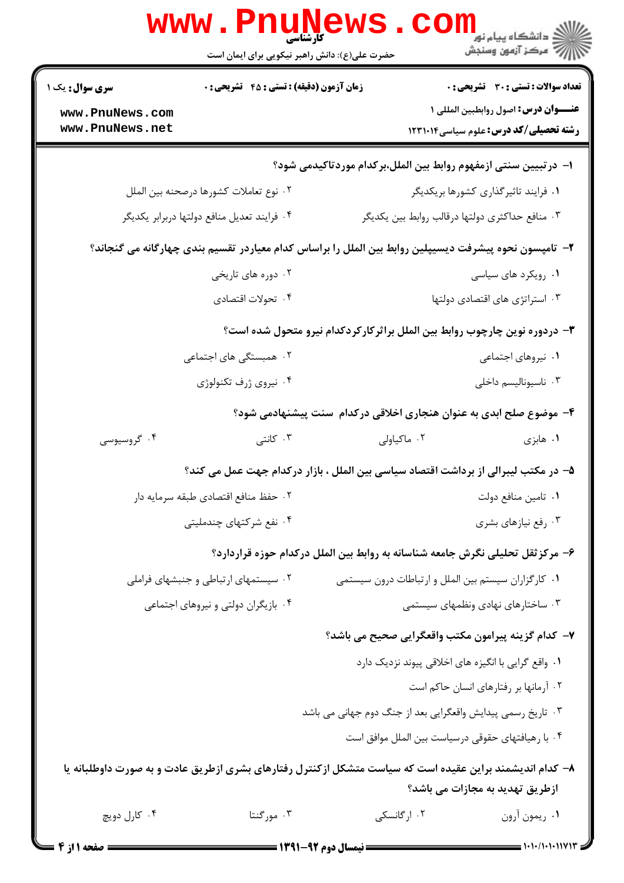www.PnuNews.com

کارشناسی

حضرت علی(ع): دانش راهبر نیکویی برای ایمان است

دانشگاه پیام نور
مرکز آزمون وسنجش

**سری سؤال:** یک ۱

**زمان آزمون (دقیقه) : تستی : ۴۵ تشریحی : ۰**

**تعداد سوالات : تستی : ۳۰ تشریحی : ۰**

**عنـــوان درس:** اصول روابطبین المللی ۱

**رشته تحصیلی/کد درس:** علوم سیاسی۱۲۳۱۰۱۴

www.PnuNews.com
www.PnuNews.net

**۱- درتبیین سنتی ازمفهوم روابط بین الملل،برکدام موردتاکیدمی شود؟**

۱. فرایند تاثیرگذاری کشورها بریکدیگر

۲. نوع تعاملات کشورها درصحنه بین الملل

۳. منافع حداکثری دولتها درقالب روابط بین یکدیگر

۴. فرایند تعدیل منافع دولتها دربرابر یکدیگر

**۲- تامپسون نحوه پیشرفت دیسیپلین روابط بین الملل را براساس کدام معیاردر تقسیم بندی چهارگانه می گنجاند؟**

۱. رویکرد های سیاسی

۲. دوره های تاریخی

۳. استراتژی های اقتصادی دولتها

۴. تحولات اقتصادی

**۳- دردوره نوین چارچوب روابط بین الملل براثرکارکردکدام نیرو متحول شده است؟**

۱. نیروهای اجتماعی

۲. همبستگی های اجتماعی

۳. ناسیونالیسم داخلی

۴. نیروی ژرف تکنولوژی

**۴- موضوع صلح ابدی به عنوان هنجاری اخلاقی درکدام سنت پیشنهادمی شود؟**

۱. هابزی

۲. ماکیاولی

۳. کانتی

۴. گروسیوسی

**۵- در مکتب لیبرالی از برداشت اقتصاد سیاسی بین الملل ، بازار درکدام جهت عمل می کند؟**

۱. تامین منافع دولت

۲. حفظ منافع اقتصادی طبقه سرمایه دار

۳. رفع نیازهای بشری

۴. نفع شرکتهای چندملیتی

**۶- مرکزثقل تحلیلی نگرش جامعه شناسانه به روابط بین الملل درکدام حوزه قراردارد؟**

۱. کارگزاران سیستم بین الملل و ارتباطات درون سیستمی

۲. سیستمهای ارتباطی و جنبشهای فراملی

۳. ساختارهای نهادی ونظمهای سیستمی

۴. بازیگران دولتی و نیروهای اجتماعی

**۷- کدام گزینه پیرامون مکتب واقعگرایی صحیح می باشد؟**

۱. واقع گرایی با انگیزه های اخلاقی پیوند نزدیک دارد

۲. آرمانها بر رفتارهای انسان حاکم است

۳. تاریخ رسمی پیدایش واقعگرایی بعد از جنگ دوم جهانی می باشد

۴. با رهیافتهای حقوقی درسیاست بین الملل موافق است

**۸- کدام اندیشمند براین عقیده است که سیاست متشکل ازکنترل رفتارهای بشری ازطریق عادت و به صورت داوطلبانه یا ازطریق تهدید به مجازات می باشد؟**

۱. ریمون آرون

۲. ارگانسکی

۳. مورگنتا

۴. کارل دویچ

نیمسال دوم ۹۲-۱۳۹۱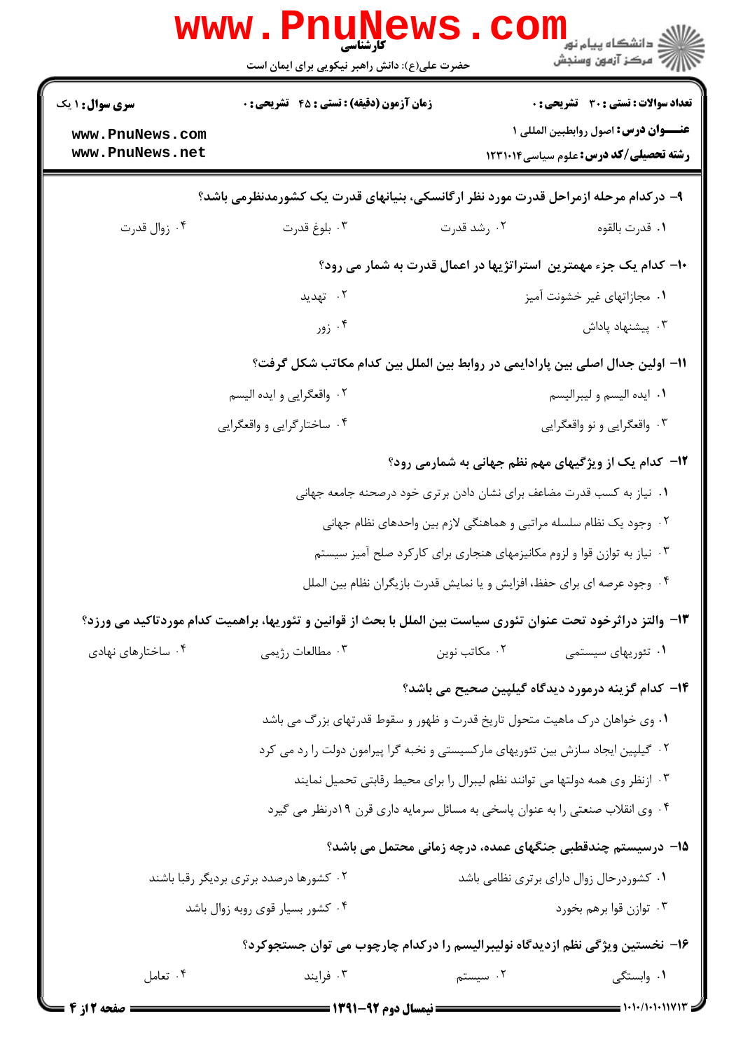۹- درکدام مرحله ازمراحل قدرت مورد نظر ارگانسکی، بنیانهای قدرت یک کشورمدنظرمی باشد؟

۱. قدرت بالقوه
۲. رشد قدرت
۳. بلوغ قدرت
۴. زوال قدرت

۱۰- کدام یک جزء مهمترین استراتژیها در اعمال قدرت به شمار می رود؟

۱. مجازاتهای غیر خشونت آمیز
۲. تهدید
۳. پیشنهاد پاداش
۴. زور

۱۱- اولین جدال اصلی بین پارادایمی در روابط بین الملل بین کدام مکاتب شکل گرفت؟

۱. ایده الیسم و لیبرالیسم
۲. واقعگرایی و ایده الیسم
۳. واقعگرایی و نو واقعگرایی
۴. ساختارگرایی و واقعگرایی

۱۲- کدام یک از ویژگیهای مهم نظم جهانی به شمارمی رود؟

۱. نیاز به کسب قدرت مضاعف برای نشان دادن برتری خود درصحنه جامعه جهانی
۲. وجود یک نظام سلسله مراتبی و هماهنگی لازم بین واحدهای نظام جهانی
۳. نیاز به توازن قوا و لزوم مکانیزمهای هنجاری برای کارکرد صلح آمیز سیستم
۴. وجود عرصه ای برای حفظ، افزایش و یا نمایش قدرت بازیگران نظام بین الملل

۱۳- والتز دراثرخود تحت عنوان تئوری سیاست بین الملل با بحث از قوانین و تئوریها، براهمیت کدام موردتاکید می ورزد؟

۱. تئوریهای سیستمی
۲. مکاتب نوین
۳. مطالعات رژیمی
۴. ساختارهای نهادی

۱۴- کدام گزینه درمورد دیدگاه گیلپین صحیح می باشد؟

۱. وی خواهان درک ماهیت متحول تاریخ قدرت و ظهور و سقوط قدرتهای بزرگ می باشد
۲. گیلپین ایجاد سازش بین تئوریهای مارکسیستی و نخبه گرا پیرامون دولت را رد می کرد
۳. ازنظر وی همه دولتها می توانند نظم لیبرال را برای محیط رقابتی تحمیل نمایند
۴. وی انقلاب صنعتی را به عنوان پاسخی به مسائل سرمایه داری قرن ۱۹درنظر می گیرد

۱۵- درسیستم چندقطبی جنگهای عمده، درچه زمانی محتمل می باشد؟

۱. کشوردرحال زوال دارای برتری نظامی باشد
۲. کشورها درصدد برتری بردیگر رقبا باشند
۳. توازن قوا برهم بخورد
۴. کشور بسیار قوی روبه زوال باشد

۱۶- نخستین ویژگی نظم ازدیدگاه نولیبرالیسم را درکدام چارچوب می توان جستجوکرد؟

۱. وابستگی
۲. سیستم
۳. فرایند
۴. تعامل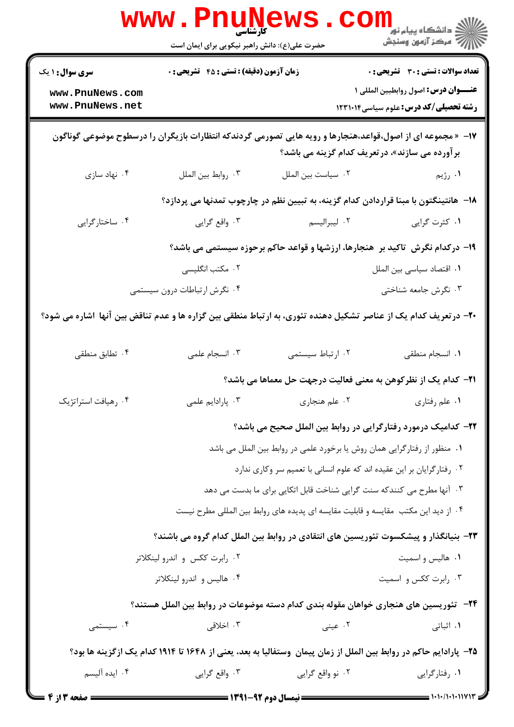۱۷- « مجموعه ای از اصول،قواعد،هنجارها و رویه هایی تصورمی گردندکه انتظارات بازیگران را درسطوح موضوعی گوناگون برآورده می سازند»، درتعریف کدام گزینه می باشد؟

۱. رژیم
۲. سیاست بین الملل
۳. روابط بین الملل
۴. نهاد سازی

۱۸- هانتینگتون با مبنا قراردادن کدام گزینه، به تبیین نظم در چارچوب تمدنها می پردازد؟

۱. کثرت گرایی
۲. لیبرالیسم
۳. واقع گرایی
۴. ساختارگرایی

۱۹- درکدام نگرش تاکید بر هنجارها، ارزشها و قواعد حاکم برحوزه سیستمی می باشد؟

۱. اقتصاد سیاسی بین الملل
۲. مکتب انگلیسی
۳. نگرش جامعه شناختی
۴. نگرش ارتباطات درون سیستمی

۲۰- درتعریف کدام یک از عناصر تشکیل دهنده تئوری، به ارتباط منطقی بین گزاره ها و عدم تناقض بین آنها اشاره می شود؟

۱. انسجام منطقی
۲. ارتباط سیستمی
۳. انسجام علمی
۴. تطابق منطقی

۲۱- کدام یک از نظرکوهن به معنی فعالیت درجهت حل معماها می باشد؟

۱. علم رفتاری
۲. علم هنجاری
۳. پارادایم علمی
۴. رهیافت استراتژیک

۲۲- کدامیک درمورد رفتارگرایی در روابط بین الملل صحیح می باشد؟

۱. منظور از رفتارگرایی همان روش یا برخورد علمی در روابط بین الملل می باشد
۲. رفتارگرایان بر این عقیده اند که علوم انسانی با تعمیم سر وکاری ندارد
۳. آنها مطرح می کنندکه سنت گرایی شناخت قابل اتکایی برای ما بدست می دهد
۴. از دید این مکتب مقایسه و قابلیت مقایسه ای پدیده های روابط بین المللی مطرح نیست

۲۳- بنیانگذار و پیشکسوت تئوریسین های انتقادی در روابط بین الملل کدام گروه می باشند؟

۱. هالیس و اسمیت
۲. رابرت کاکس و اندرو لینکلاتر
۳. رابرت کاکس و اسمیت
۴. هالیس و اندرو لینکلاتر

۲۴- تئوریسین های هنجاری خواهان مقوله بندی کدام دسته موضوعات در روابط بین الملل هستند؟

۱. اثباتی
۲. عینی
۳. اخلاقی
۴. سیستمی

۲۵- پارادایم حاکم در روابط بین الملل از زمان پیمان وستفالیا به بعد، یعنی از ۱۶۴۸ تا ۱۹۱۴ کدام یک ازگزینه ها بود؟

۱. رفتارگرایی
۲. نو واقع گرایی
۳. واقع گرایی
۴. ایده آلیسم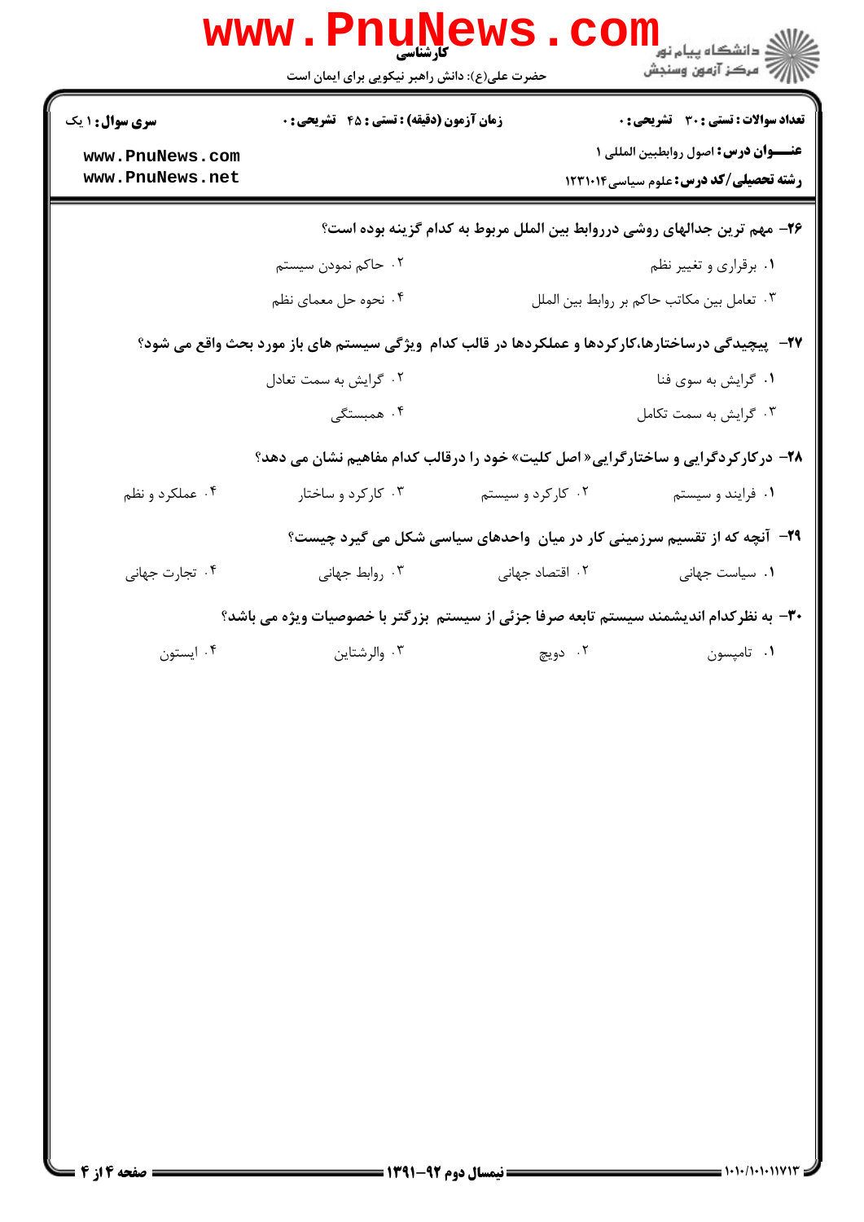۲۶- مهم ترین جدالهای روشی درروابط بین الملل مربوط به کدام گزینه بوده است؟

۱. برقراری و تغییر نظم

۲. حاکم نمودن سیستم

۳. تعامل بین مکاتب حاکم بر روابط بین الملل

۴. نحوه حل معمای نظم

۲۷- پیچیدگی درساختارها،کارکردها و عملکردها در قالب کدام ویژگی سیستم های باز مورد بحث واقع می شود؟

۱. گرایش به سوی فنا

۲. گرایش به سمت تعادل

۳. گرایش به سمت تکامل

۴. همبستگی

۲۸- درکارکردگرایی و ساختارگرایی« اصل کلیت» خود را درقالب کدام مفاهیم نشان می دهد؟

۱. فرایند و سیستم

۲. کارکرد و سیستم

۳. کارکرد و ساختار

۴. عملکرد و نظم

۲۹- آنچه که از تقسیم سرزمینی کار در میان واحدهای سیاسی شکل می گیرد چیست؟

۱. سیاست جهانی

۲. اقتصاد جهانی

۳. روابط جهانی

۴. تجارت جهانی

۳۰- به نظرکدام اندیشمند سیستم تابعه صرفا جزئی از سیستم بزرگتر با خصوصیات ویژه می باشد؟

۱. تامپسون

۲. دویچ

۳. والرشتاین

۴. ایستون